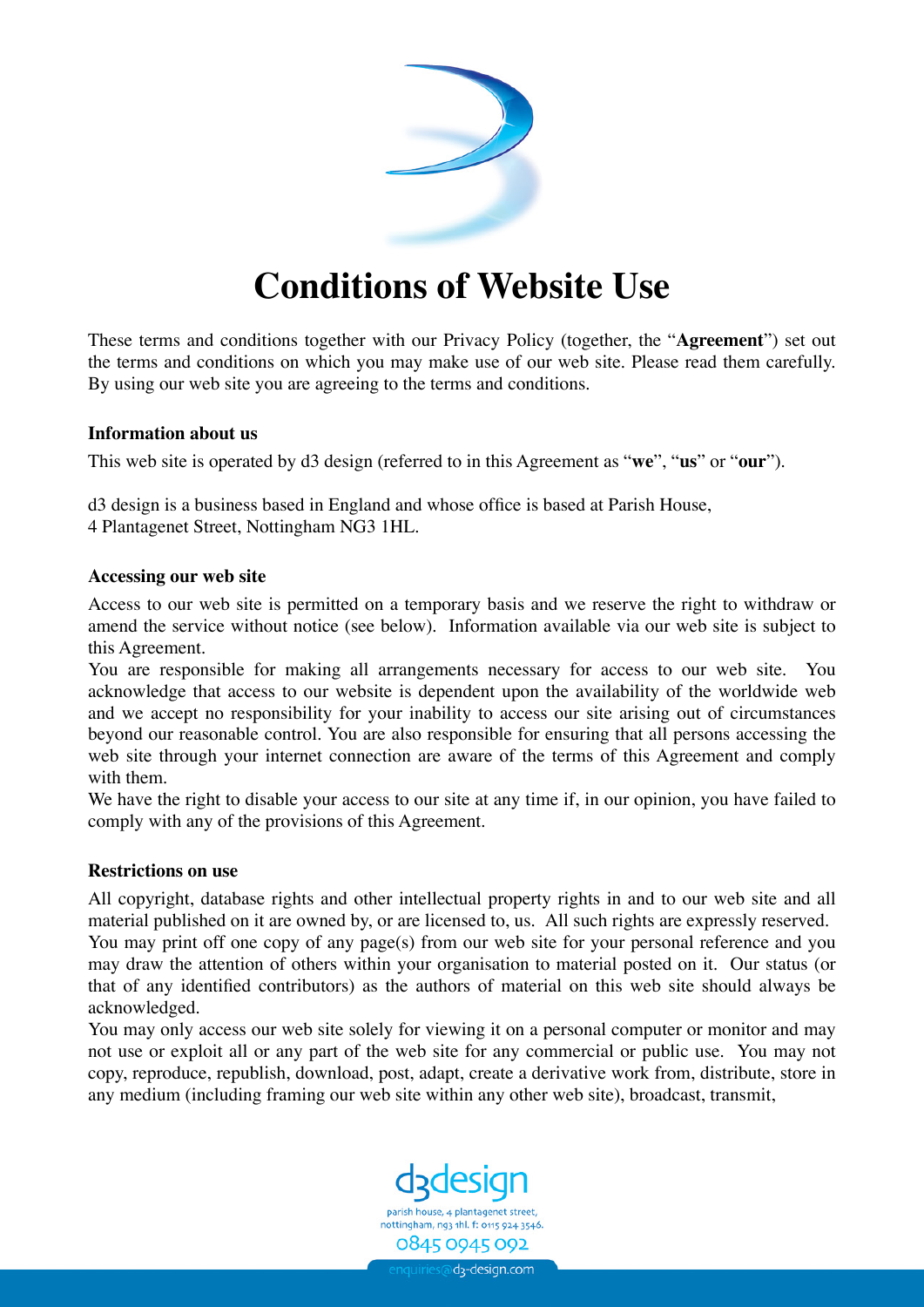# Conditions of Website Use

These terms and conditions together with our Privacy Policy (together, the "**Agreement**") set out the terms and conditions on which you may make use of our web site. Please read them carefully. By using our web site you are agreeing to the terms and conditions.

### Information about us

This web site is operated by d3 design (referred to in this Agreement as "**we**", "**us**" or "**our**").

d3 design is a business based in England and whose office is based at Parish House, 4 Plantagenet Street, Nottingham NG3 1HL.

### Accessing our web site

Access to our web site is permitted on a temporary basis and we reserve the right to withdraw or amend the service without notice (see below). Information available via our web site is subject to this Agreement.

You are responsible for making all arrangements necessary for access to our web site. You acknowledge that access to our website is dependent upon the availability of the worldwide web and we accept no responsibility for your inability to access our site arising out of circumstances beyond our reasonable control. You are also responsible for ensuring that all persons accessing the web site through your internet connection are aware of the terms of this Agreement and comply with them.

We have the right to disable your access to our site at any time if, in our opinion, you have failed to comply with any of the provisions of this Agreement.

### Restrictions on use

All copyright, database rights and other intellectual property rights in and to our web site and all material published on it are owned by, or are licensed to, us. All such rights are expressly reserved.

You may print off one copy of any page(s) from our web site for your personal reference and you may draw the attention of others within your organisation to material posted on it. Our status (or that of any identified contributors) as the authors of material on this web site should always be acknowledged.

You may only access our web site solely for viewing it on a personal computer or monitor and may not use or exploit all or any part of the web site for any commercial or public use. You may not copy, reproduce, republish, download, post, adapt, create a derivative work from, distribute, store in any medium (including framing our web site within any other web site), broadcast, transmit,

d3design
parish house, 4 plantagenet street, nottingham, ng3 1hl. f: 0115 924 3546.
0845 0945 092
enquiries@d3-design.com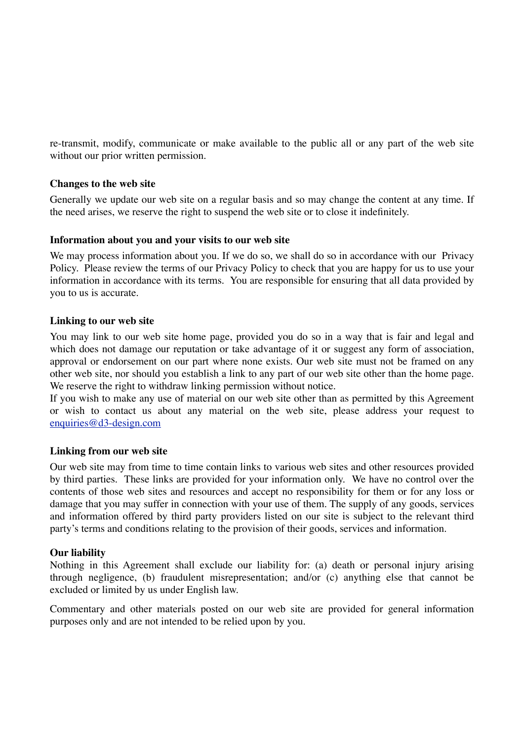re-transmit, modify, communicate or make available to the public all or any part of the web site without our prior written permission.

**Changes to the web site**

Generally we update our web site on a regular basis and so may change the content at any time. If the need arises, we reserve the right to suspend the web site or to close it indefinitely.

**Information about you and your visits to our web site**

We may process information about you. If we do so, we shall do so in accordance with our Privacy Policy. Please review the terms of our Privacy Policy to check that you are happy for us to use your information in accordance with its terms. You are responsible for ensuring that all data provided by you to us is accurate.

**Linking to our web site**

You may link to our web site home page, provided you do so in a way that is fair and legal and which does not damage our reputation or take advantage of it or suggest any form of association, approval or endorsement on our part where none exists. Our web site must not be framed on any other web site, nor should you establish a link to any part of our web site other than the home page. We reserve the right to withdraw linking permission without notice.

If you wish to make any use of material on our web site other than as permitted by this Agreement or wish to contact us about any material on the web site, please address your request to [enquiries@d3-design.com](mailto:enquiries@d3-design.com)

**Linking from our web site**

Our web site may from time to time contain links to various web sites and other resources provided by third parties. These links are provided for your information only. We have no control over the contents of those web sites and resources and accept no responsibility for them or for any loss or damage that you may suffer in connection with your use of them. The supply of any goods, services and information offered by third party providers listed on our site is subject to the relevant third party's terms and conditions relating to the provision of their goods, services and information.

**Our liability**

Nothing in this Agreement shall exclude our liability for: (a) death or personal injury arising through negligence, (b) fraudulent misrepresentation; and/or (c) anything else that cannot be excluded or limited by us under English law.

Commentary and other materials posted on our web site are provided for general information purposes only and are not intended to be relied upon by you.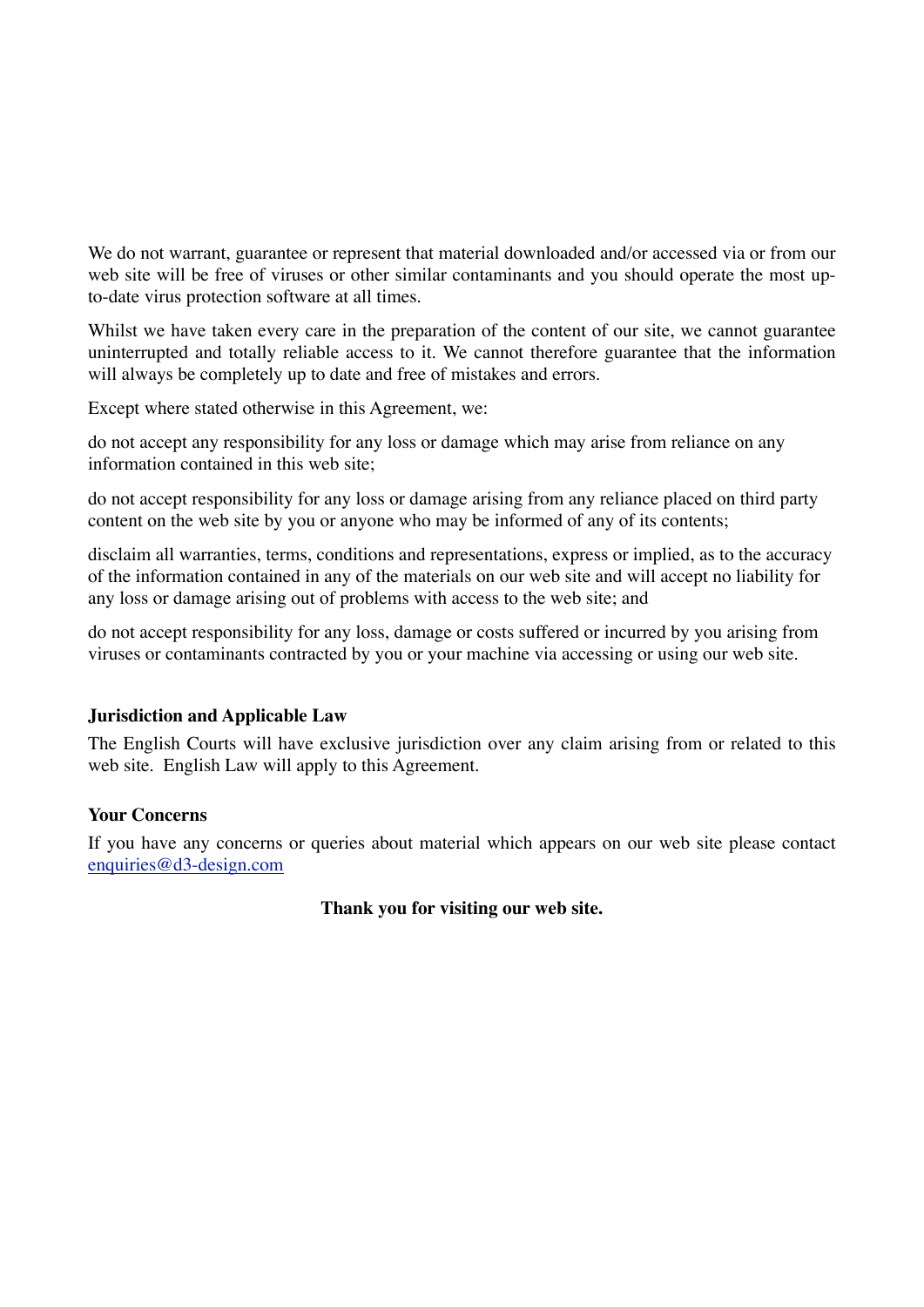We do not warrant, guarantee or represent that material downloaded and/or accessed via or from our web site will be free of viruses or other similar contaminants and you should operate the most up-to-date virus protection software at all times.

Whilst we have taken every care in the preparation of the content of our site, we cannot guarantee uninterrupted and totally reliable access to it. We cannot therefore guarantee that the information will always be completely up to date and free of mistakes and errors.

Except where stated otherwise in this Agreement, we:

do not accept any responsibility for any loss or damage which may arise from reliance on any information contained in this web site;

do not accept responsibility for any loss or damage arising from any reliance placed on third party content on the web site by you or anyone who may be informed of any of its contents;

disclaim all warranties, terms, conditions and representations, express or implied, as to the accuracy of the information contained in any of the materials on our web site and will accept no liability for any loss or damage arising out of problems with access to the web site; and

do not accept responsibility for any loss, damage or costs suffered or incurred by you arising from viruses or contaminants contracted by you or your machine via accessing or using our web site.

**Jurisdiction and Applicable Law**

The English Courts will have exclusive jurisdiction over any claim arising from or related to this web site. English Law will apply to this Agreement.

**Your Concerns**

If you have any concerns or queries about material which appears on our web site please contact [enquiries@d3-design.com](mailto:enquiries@d3-design.com)

**Thank you for visiting our web site.**